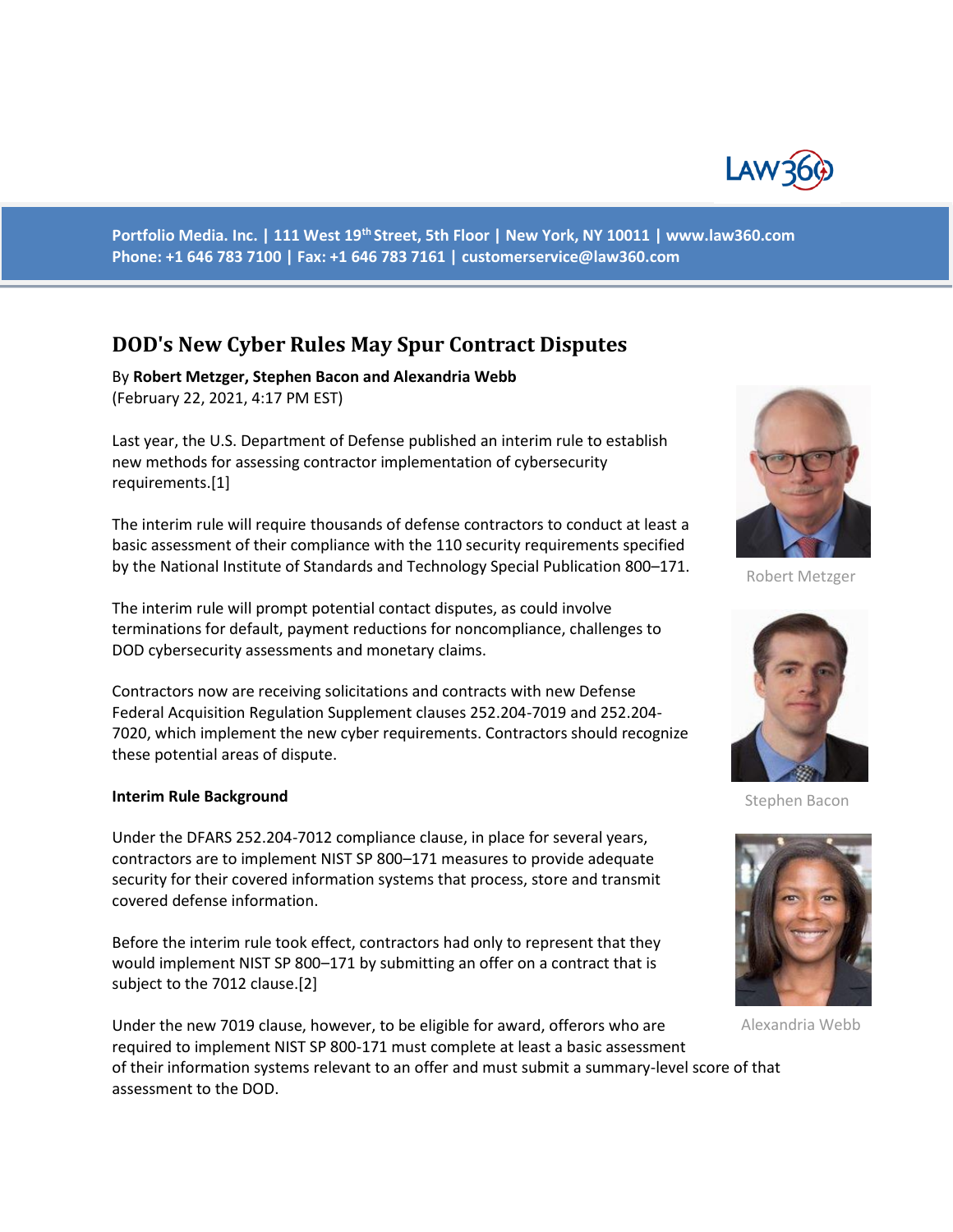Portfolio Media. Inc. | 111 West 19th Street, 5th Floor | New York, NY 10011 | www.law360.com
Phone: +1 646 783 7100 | Fax: +1 646 783 7161 | customerservice@law360.com

# DOD's New Cyber Rules May Spur Contract Disputes

By **Robert Metzger, Stephen Bacon and Alexandria Webb**
(February 22, 2021, 4:17 PM EST)

Last year, the U.S. Department of Defense published an interim rule to establish new methods for assessing contractor implementation of cybersecurity requirements.[1]

The interim rule will require thousands of defense contractors to conduct at least a basic assessment of their compliance with the 110 security requirements specified by the National Institute of Standards and Technology Special Publication 800–171.

The interim rule will prompt potential contact disputes, as could involve terminations for default, payment reductions for noncompliance, challenges to DOD cybersecurity assessments and monetary claims.

Contractors now are receiving solicitations and contracts with new Defense Federal Acquisition Regulation Supplement clauses 252.204-7019 and 252.204-7020, which implement the new cyber requirements. Contractors should recognize these potential areas of dispute.

Robert Metzger

Stephen Bacon

Alexandria Webb

**Interim Rule Background**

Under the DFARS 252.204-7012 compliance clause, in place for several years, contractors are to implement NIST SP 800–171 measures to provide adequate security for their covered information systems that process, store and transmit covered defense information.

Before the interim rule took effect, contractors had only to represent that they would implement NIST SP 800–171 by submitting an offer on a contract that is subject to the 7012 clause.[2]

Under the new 7019 clause, however, to be eligible for award, offerors who are required to implement NIST SP 800-171 must complete at least a basic assessment of their information systems relevant to an offer and must submit a summary-level score of that assessment to the DOD.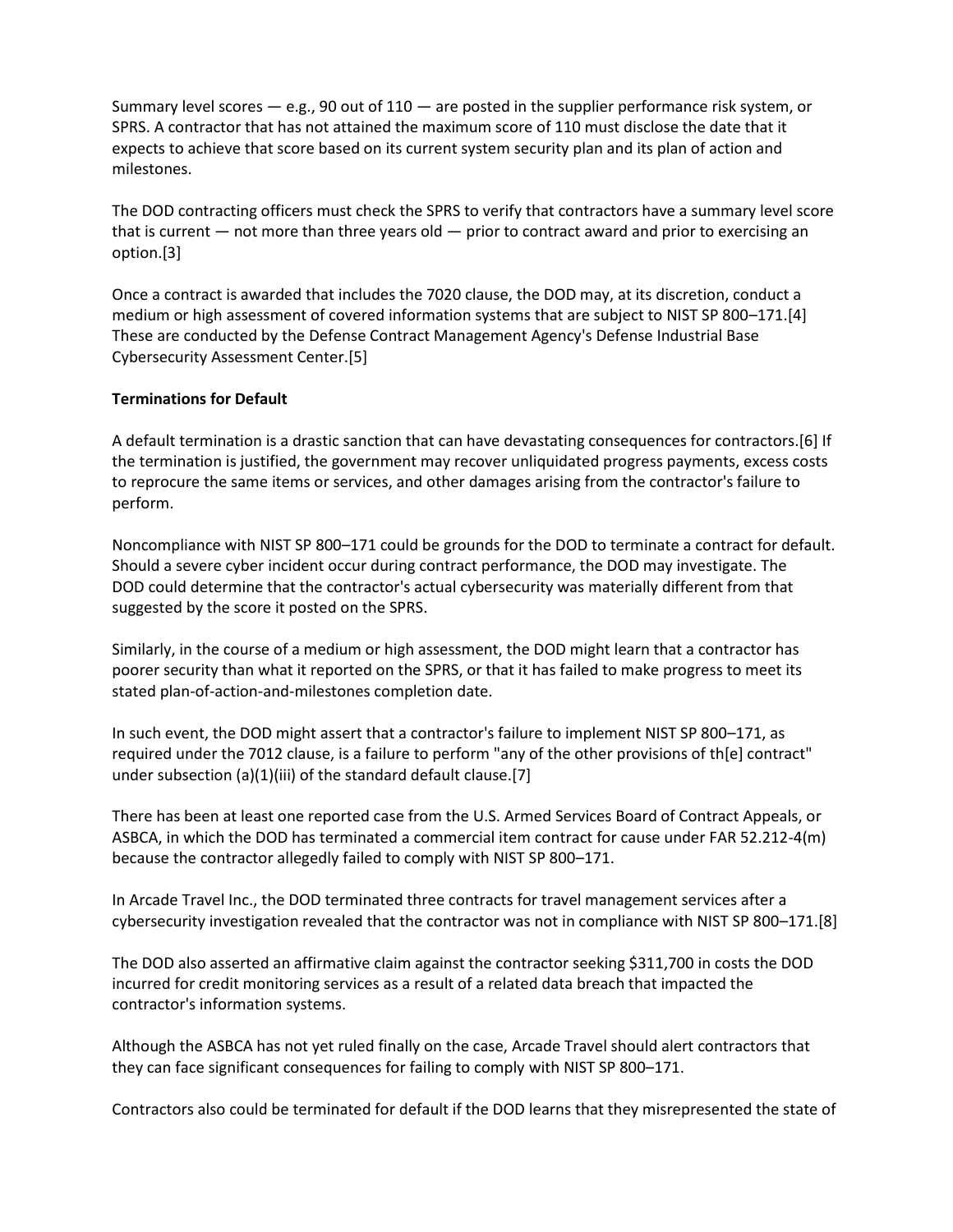Summary level scores — e.g., 90 out of 110 — are posted in the supplier performance risk system, or SPRS. A contractor that has not attained the maximum score of 110 must disclose the date that it expects to achieve that score based on its current system security plan and its plan of action and milestones.

The DOD contracting officers must check the SPRS to verify that contractors have a summary level score that is current — not more than three years old — prior to contract award and prior to exercising an option.[3]

Once a contract is awarded that includes the 7020 clause, the DOD may, at its discretion, conduct a medium or high assessment of covered information systems that are subject to NIST SP 800–171.[4] These are conducted by the Defense Contract Management Agency's Defense Industrial Base Cybersecurity Assessment Center.[5]

**Terminations for Default**

A default termination is a drastic sanction that can have devastating consequences for contractors.[6] If the termination is justified, the government may recover unliquidated progress payments, excess costs to reprocure the same items or services, and other damages arising from the contractor's failure to perform.

Noncompliance with NIST SP 800–171 could be grounds for the DOD to terminate a contract for default. Should a severe cyber incident occur during contract performance, the DOD may investigate. The DOD could determine that the contractor's actual cybersecurity was materially different from that suggested by the score it posted on the SPRS.

Similarly, in the course of a medium or high assessment, the DOD might learn that a contractor has poorer security than what it reported on the SPRS, or that it has failed to make progress to meet its stated plan-of-action-and-milestones completion date.

In such event, the DOD might assert that a contractor's failure to implement NIST SP 800–171, as required under the 7012 clause, is a failure to perform "any of the other provisions of th[e] contract" under subsection (a)(1)(iii) of the standard default clause.[7]

There has been at least one reported case from the U.S. Armed Services Board of Contract Appeals, or ASBCA, in which the DOD has terminated a commercial item contract for cause under FAR 52.212-4(m) because the contractor allegedly failed to comply with NIST SP 800–171.

In Arcade Travel Inc., the DOD terminated three contracts for travel management services after a cybersecurity investigation revealed that the contractor was not in compliance with NIST SP 800–171.[8]

The DOD also asserted an affirmative claim against the contractor seeking $311,700 in costs the DOD incurred for credit monitoring services as a result of a related data breach that impacted the contractor's information systems.

Although the ASBCA has not yet ruled finally on the case, Arcade Travel should alert contractors that they can face significant consequences for failing to comply with NIST SP 800–171.

Contractors also could be terminated for default if the DOD learns that they misrepresented the state of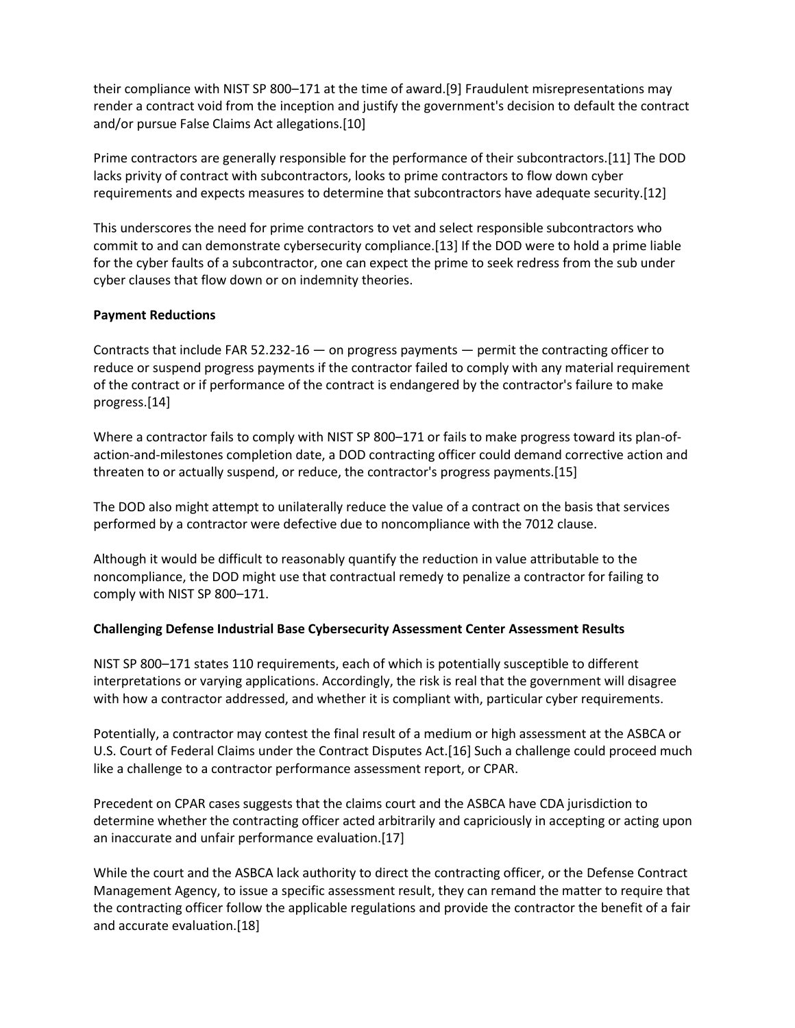their compliance with NIST SP 800–171 at the time of award.[9] Fraudulent misrepresentations may render a contract void from the inception and justify the government's decision to default the contract and/or pursue False Claims Act allegations.[10]

Prime contractors are generally responsible for the performance of their subcontractors.[11] The DOD lacks privity of contract with subcontractors, looks to prime contractors to flow down cyber requirements and expects measures to determine that subcontractors have adequate security.[12]

This underscores the need for prime contractors to vet and select responsible subcontractors who commit to and can demonstrate cybersecurity compliance.[13] If the DOD were to hold a prime liable for the cyber faults of a subcontractor, one can expect the prime to seek redress from the sub under cyber clauses that flow down or on indemnity theories.

**Payment Reductions**

Contracts that include FAR 52.232-16 — on progress payments — permit the contracting officer to reduce or suspend progress payments if the contractor failed to comply with any material requirement of the contract or if performance of the contract is endangered by the contractor's failure to make progress.[14]

Where a contractor fails to comply with NIST SP 800–171 or fails to make progress toward its plan-of-action-and-milestones completion date, a DOD contracting officer could demand corrective action and threaten to or actually suspend, or reduce, the contractor's progress payments.[15]

The DOD also might attempt to unilaterally reduce the value of a contract on the basis that services performed by a contractor were defective due to noncompliance with the 7012 clause.

Although it would be difficult to reasonably quantify the reduction in value attributable to the noncompliance, the DOD might use that contractual remedy to penalize a contractor for failing to comply with NIST SP 800–171.

**Challenging Defense Industrial Base Cybersecurity Assessment Center Assessment Results**

NIST SP 800–171 states 110 requirements, each of which is potentially susceptible to different interpretations or varying applications. Accordingly, the risk is real that the government will disagree with how a contractor addressed, and whether it is compliant with, particular cyber requirements.

Potentially, a contractor may contest the final result of a medium or high assessment at the ASBCA or U.S. Court of Federal Claims under the Contract Disputes Act.[16] Such a challenge could proceed much like a challenge to a contractor performance assessment report, or CPAR.

Precedent on CPAR cases suggests that the claims court and the ASBCA have CDA jurisdiction to determine whether the contracting officer acted arbitrarily and capriciously in accepting or acting upon an inaccurate and unfair performance evaluation.[17]

While the court and the ASBCA lack authority to direct the contracting officer, or the Defense Contract Management Agency, to issue a specific assessment result, they can remand the matter to require that the contracting officer follow the applicable regulations and provide the contractor the benefit of a fair and accurate evaluation.[18]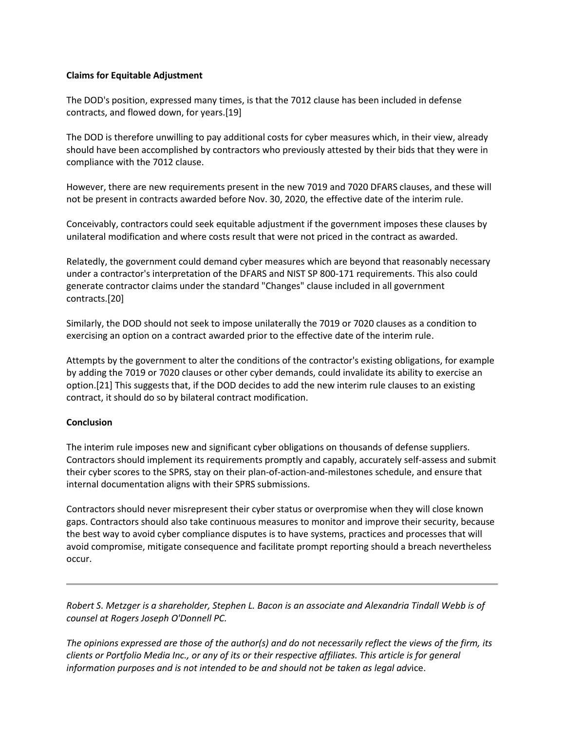**Claims for Equitable Adjustment**

The DOD's position, expressed many times, is that the 7012 clause has been included in defense contracts, and flowed down, for years.[19]

The DOD is therefore unwilling to pay additional costs for cyber measures which, in their view, already should have been accomplished by contractors who previously attested by their bids that they were in compliance with the 7012 clause.

However, there are new requirements present in the new 7019 and 7020 DFARS clauses, and these will not be present in contracts awarded before Nov. 30, 2020, the effective date of the interim rule.

Conceivably, contractors could seek equitable adjustment if the government imposes these clauses by unilateral modification and where costs result that were not priced in the contract as awarded.

Relatedly, the government could demand cyber measures which are beyond that reasonably necessary under a contractor's interpretation of the DFARS and NIST SP 800-171 requirements. This also could generate contractor claims under the standard "Changes" clause included in all government contracts.[20]

Similarly, the DOD should not seek to impose unilaterally the 7019 or 7020 clauses as a condition to exercising an option on a contract awarded prior to the effective date of the interim rule.

Attempts by the government to alter the conditions of the contractor's existing obligations, for example by adding the 7019 or 7020 clauses or other cyber demands, could invalidate its ability to exercise an option.[21] This suggests that, if the DOD decides to add the new interim rule clauses to an existing contract, it should do so by bilateral contract modification.

**Conclusion**

The interim rule imposes new and significant cyber obligations on thousands of defense suppliers. Contractors should implement its requirements promptly and capably, accurately self-assess and submit their cyber scores to the SPRS, stay on their plan-of-action-and-milestones schedule, and ensure that internal documentation aligns with their SPRS submissions.

Contractors should never misrepresent their cyber status or overpromise when they will close known gaps. Contractors should also take continuous measures to monitor and improve their security, because the best way to avoid cyber compliance disputes is to have systems, practices and processes that will avoid compromise, mitigate consequence and facilitate prompt reporting should a breach nevertheless occur.

---

*Robert S. Metzger is a shareholder, Stephen L. Bacon is an associate and Alexandria Tindall Webb is of counsel at Rogers Joseph O'Donnell PC.*

*The opinions expressed are those of the author(s) and do not necessarily reflect the views of the firm, its clients or Portfolio Media Inc., or any of its or their respective affiliates. This article is for general information purposes and is not intended to be and should not be taken as legal advice.*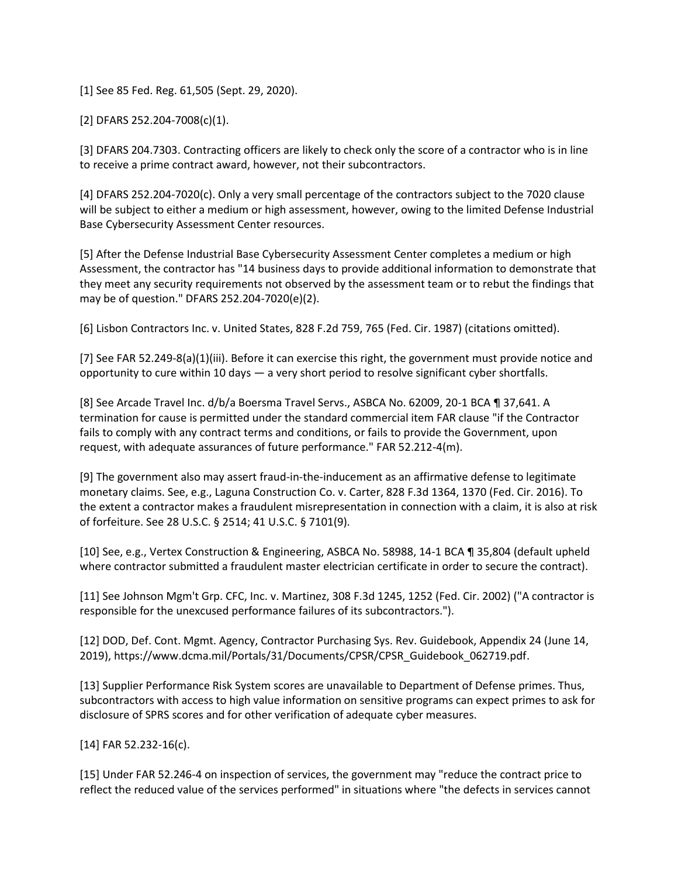[1] See 85 Fed. Reg. 61,505 (Sept. 29, 2020).

[2] DFARS 252.204-7008(c)(1).

[3] DFARS 204.7303. Contracting officers are likely to check only the score of a contractor who is in line to receive a prime contract award, however, not their subcontractors.

[4] DFARS 252.204-7020(c). Only a very small percentage of the contractors subject to the 7020 clause will be subject to either a medium or high assessment, however, owing to the limited Defense Industrial Base Cybersecurity Assessment Center resources.

[5] After the Defense Industrial Base Cybersecurity Assessment Center completes a medium or high Assessment, the contractor has "14 business days to provide additional information to demonstrate that they meet any security requirements not observed by the assessment team or to rebut the findings that may be of question." DFARS 252.204-7020(e)(2).

[6] Lisbon Contractors Inc. v. United States, 828 F.2d 759, 765 (Fed. Cir. 1987) (citations omitted).

[7] See FAR 52.249-8(a)(1)(iii). Before it can exercise this right, the government must provide notice and opportunity to cure within 10 days — a very short period to resolve significant cyber shortfalls.

[8] See Arcade Travel Inc. d/b/a Boersma Travel Servs., ASBCA No. 62009, 20-1 BCA ¶ 37,641. A termination for cause is permitted under the standard commercial item FAR clause "if the Contractor fails to comply with any contract terms and conditions, or fails to provide the Government, upon request, with adequate assurances of future performance." FAR 52.212-4(m).

[9] The government also may assert fraud-in-the-inducement as an affirmative defense to legitimate monetary claims. See, e.g., Laguna Construction Co. v. Carter, 828 F.3d 1364, 1370 (Fed. Cir. 2016). To the extent a contractor makes a fraudulent misrepresentation in connection with a claim, it is also at risk of forfeiture. See 28 U.S.C. § 2514; 41 U.S.C. § 7101(9).

[10] See, e.g., Vertex Construction & Engineering, ASBCA No. 58988, 14-1 BCA ¶ 35,804 (default upheld where contractor submitted a fraudulent master electrician certificate in order to secure the contract).

[11] See Johnson Mgm't Grp. CFC, Inc. v. Martinez, 308 F.3d 1245, 1252 (Fed. Cir. 2002) ("A contractor is responsible for the unexcused performance failures of its subcontractors.").

[12] DOD, Def. Cont. Mgmt. Agency, Contractor Purchasing Sys. Rev. Guidebook, Appendix 24 (June 14, 2019), https://www.dcma.mil/Portals/31/Documents/CPSR/CPSR_Guidebook_062719.pdf.

[13] Supplier Performance Risk System scores are unavailable to Department of Defense primes. Thus, subcontractors with access to high value information on sensitive programs can expect primes to ask for disclosure of SPRS scores and for other verification of adequate cyber measures.

[14] FAR 52.232-16(c).

[15] Under FAR 52.246-4 on inspection of services, the government may "reduce the contract price to reflect the reduced value of the services performed" in situations where "the defects in services cannot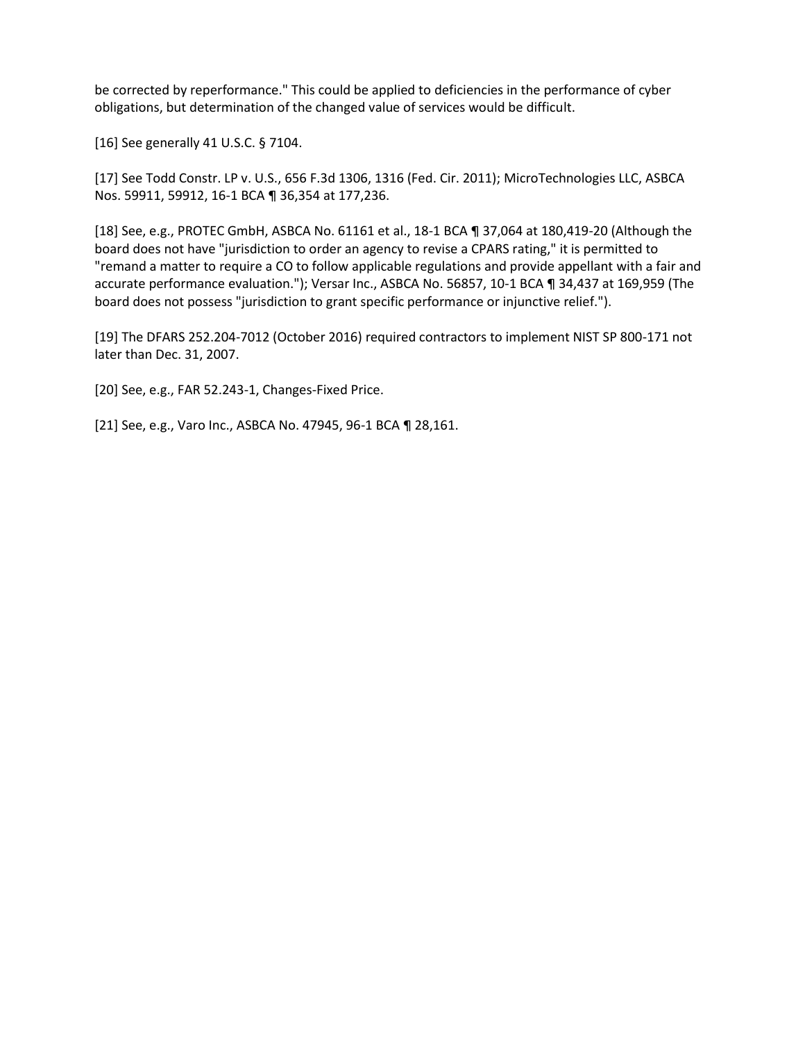be corrected by reperformance." This could be applied to deficiencies in the performance of cyber obligations, but determination of the changed value of services would be difficult.

[16] See generally 41 U.S.C. § 7104.

[17] See Todd Constr. LP v. U.S., 656 F.3d 1306, 1316 (Fed. Cir. 2011); MicroTechnologies LLC, ASBCA Nos. 59911, 59912, 16-1 BCA ¶ 36,354 at 177,236.

[18] See, e.g., PROTEC GmbH, ASBCA No. 61161 et al., 18-1 BCA ¶ 37,064 at 180,419-20 (Although the board does not have "jurisdiction to order an agency to revise a CPARS rating," it is permitted to "remand a matter to require a CO to follow applicable regulations and provide appellant with a fair and accurate performance evaluation."); Versar Inc., ASBCA No. 56857, 10-1 BCA ¶ 34,437 at 169,959 (The board does not possess "jurisdiction to grant specific performance or injunctive relief.").

[19] The DFARS 252.204-7012 (October 2016) required contractors to implement NIST SP 800-171 not later than Dec. 31, 2007.

[20] See, e.g., FAR 52.243-1, Changes-Fixed Price.

[21] See, e.g., Varo Inc., ASBCA No. 47945, 96-1 BCA ¶ 28,161.